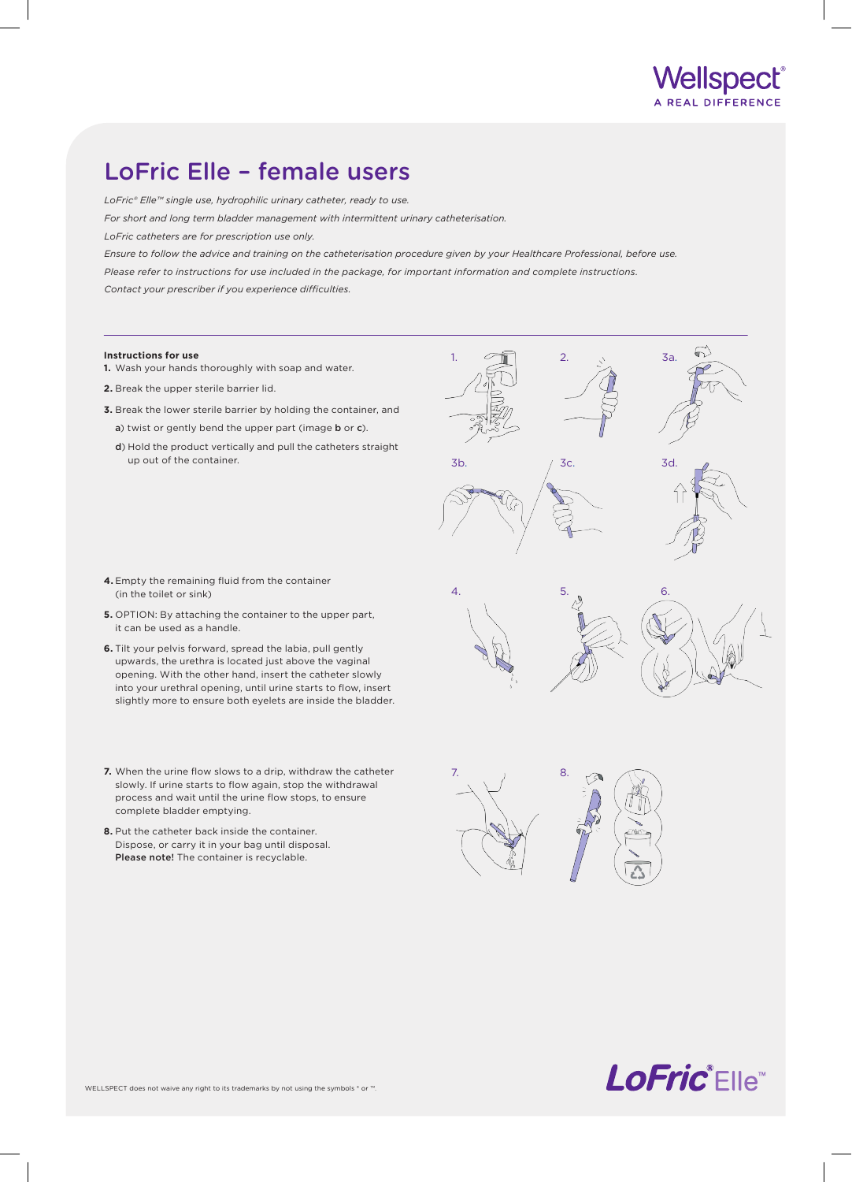# LoFric Elle – female users

*LoFric® Elle™ single use, hydrophilic urinary catheter, ready to use.*

*For short and long term bladder management with intermittent urinary catheterisation.*

*LoFric catheters are for prescription use only.*

*Ensure to follow the advice and training on the catheterisation procedure given by your Healthcare Professional, before use.*

*Please refer to instructions for use included in the package, for important information and complete instructions.*

*Contact your prescriber if you experience difficulties.*

---

**Instructions for use**

1. Wash your hands thoroughly with soap and water.
2. Break the upper sterile barrier lid.
3. Break the lower sterile barrier by holding the container, and
   - **a**) twist or gently bend the upper part (image **b** or **c**).
   - **d**) Hold the product vertically and pull the catheters straight up out of the container.
4. Empty the remaining fluid from the container (in the toilet or sink)
5. OPTION: By attaching the container to the upper part, it can be used as a handle.
6. Tilt your pelvis forward, spread the labia, pull gently upwards, the urethra is located just above the vaginal opening. With the other hand, insert the catheter slowly into your urethral opening, until urine starts to flow, insert slightly more to ensure both eyelets are inside the bladder.
7. When the urine flow slows to a drip, withdraw the catheter slowly. If urine starts to flow again, stop the withdrawal process and wait until the urine flow stops, to ensure complete bladder emptying.
8. Put the catheter back inside the container. Dispose, or carry it in your bag until disposal. **Please note!** The container is recyclable.

WELLSPECT does not waive any right to its trademarks by not using the symbols ® or ™.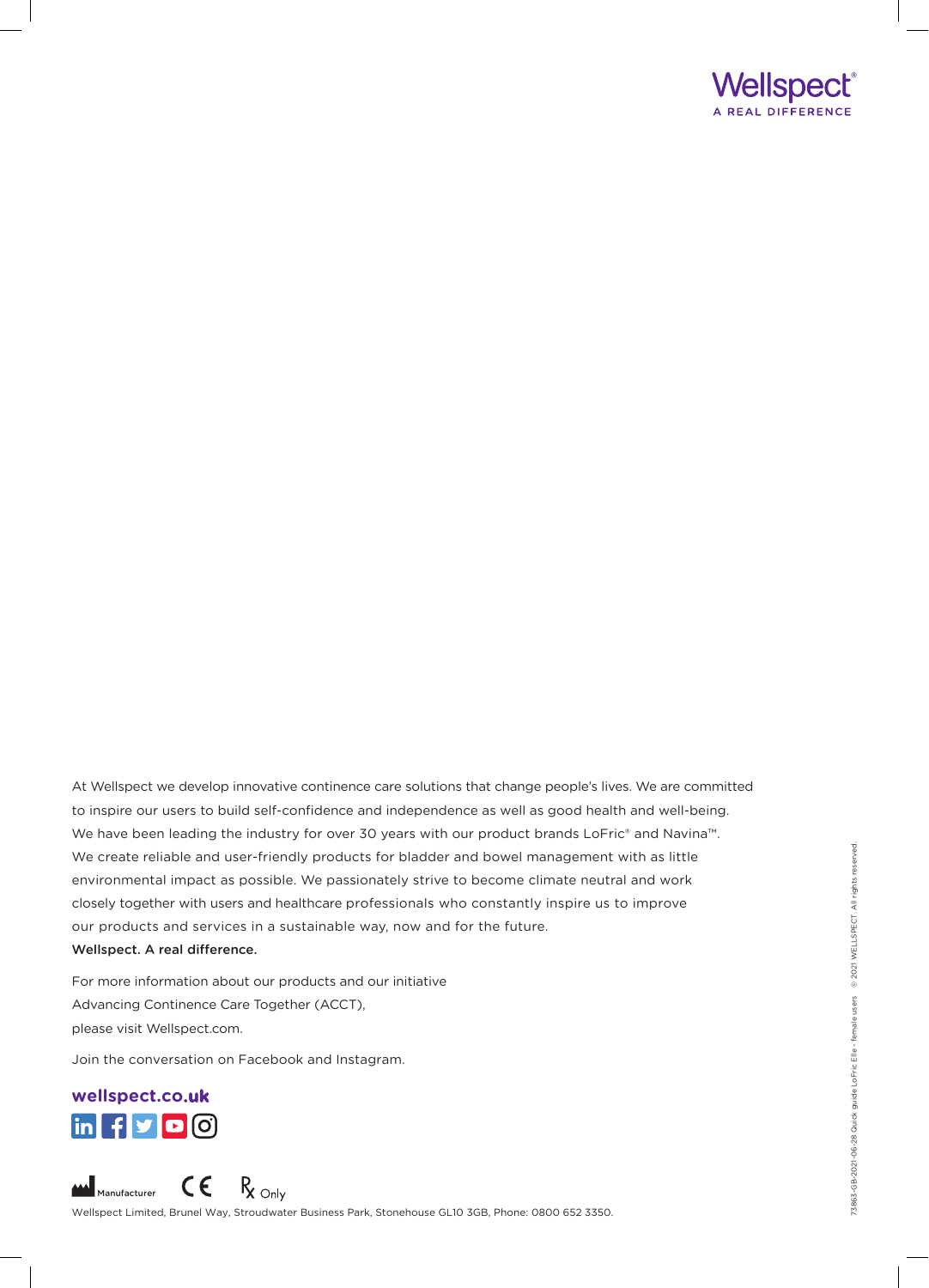Wellspect®
A REAL DIFFERENCE

At Wellspect we develop innovative continence care solutions that change people's lives. We are committed to inspire our users to build self-confidence and independence as well as good health and well-being. We have been leading the industry for over 30 years with our product brands LoFric® and Navina™. We create reliable and user-friendly products for bladder and bowel management with as little environmental impact as possible. We passionately strive to become climate neutral and work closely together with users and healthcare professionals who constantly inspire us to improve our products and services in a sustainable way, now and for the future.
**Wellspect. A real difference.**

For more information about our products and our initiative Advancing Continence Care Together (ACCT), please visit Wellspect.com.

Join the conversation on Facebook and Instagram.

**wellspect.co.uk**

Manufacturer CE Rx Only

Wellspect Limited, Brunel Way, Stroudwater Business Park, Stonehouse GL10 3GB, Phone: 0800 652 3350.

73863-GB-2021-06-28 Quick guide LoFric Elle - female users © 2021 WELLSPECT. All rights reserved.